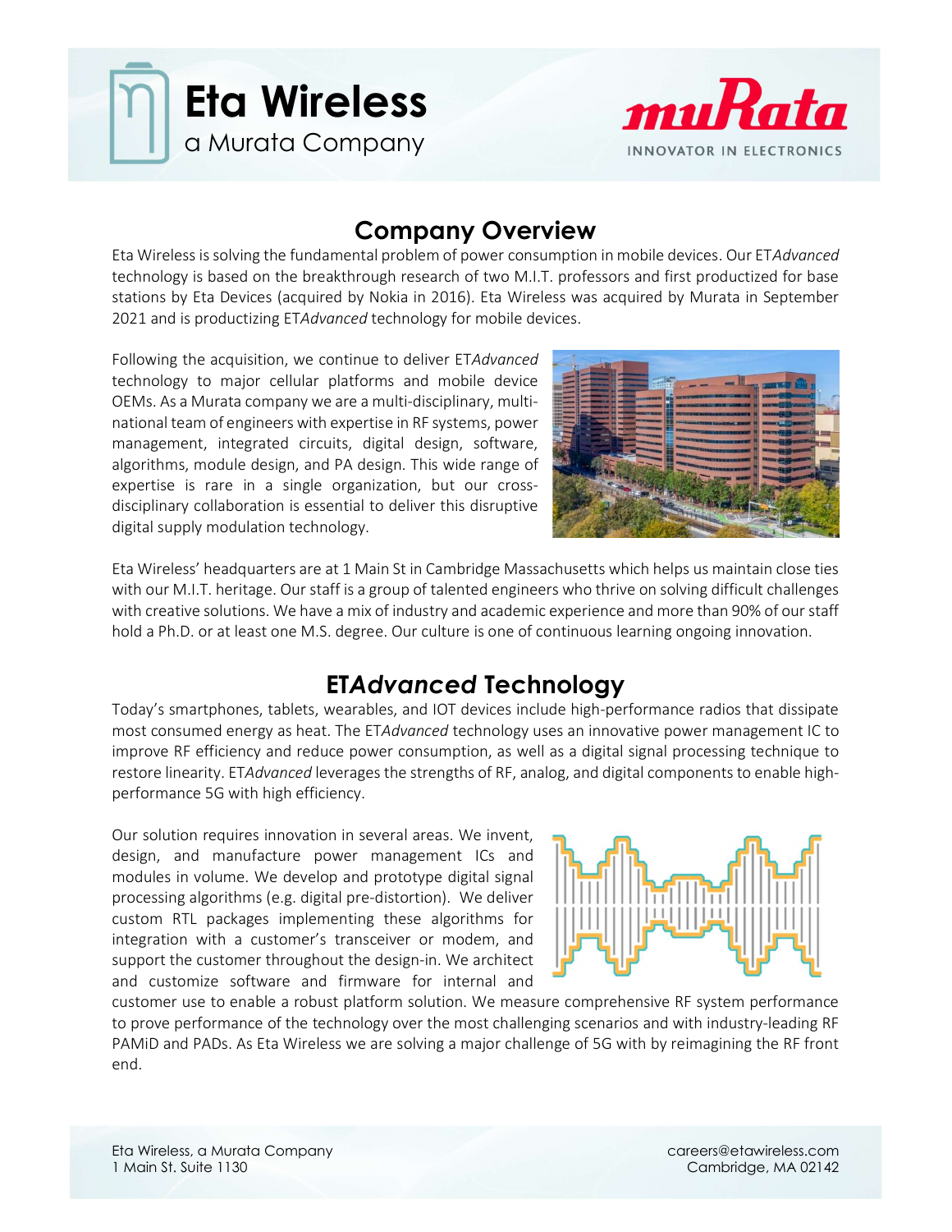# Eta Wireless
a Murata Company

muRata
INNOVATOR IN ELECTRONICS

## Company Overview

Eta Wireless is solving the fundamental problem of power consumption in mobile devices. Our ET*Advanced* technology is based on the breakthrough research of two M.I.T. professors and first productized for base stations by Eta Devices (acquired by Nokia in 2016). Eta Wireless was acquired by Murata in September 2021 and is productizing ET*Advanced* technology for mobile devices.

Following the acquisition, we continue to deliver ET*Advanced* technology to major cellular platforms and mobile device OEMs. As a Murata company we are a multi-disciplinary, multi-national team of engineers with expertise in RF systems, power management, integrated circuits, digital design, software, algorithms, module design, and PA design. This wide range of expertise is rare in a single organization, but our cross-disciplinary collaboration is essential to deliver this disruptive digital supply modulation technology.

Eta Wireless' headquarters are at 1 Main St in Cambridge Massachusetts which helps us maintain close ties with our M.I.T. heritage. Our staff is a group of talented engineers who thrive on solving difficult challenges with creative solutions. We have a mix of industry and academic experience and more than 90% of our staff hold a Ph.D. or at least one M.S. degree. Our culture is one of continuous learning ongoing innovation.

## ET*Advanced* Technology

Today's smartphones, tablets, wearables, and IOT devices include high-performance radios that dissipate most consumed energy as heat. The ET*Advanced* technology uses an innovative power management IC to improve RF efficiency and reduce power consumption, as well as a digital signal processing technique to restore linearity. ET*Advanced* leverages the strengths of RF, analog, and digital components to enable high-performance 5G with high efficiency.

Our solution requires innovation in several areas. We invent, design, and manufacture power management ICs and modules in volume. We develop and prototype digital signal processing algorithms (e.g. digital pre-distortion). We deliver custom RTL packages implementing these algorithms for integration with a customer's transceiver or modem, and support the customer throughout the design-in. We architect and customize software and firmware for internal and customer use to enable a robust platform solution. We measure comprehensive RF system performance to prove performance of the technology over the most challenging scenarios and with industry-leading RF PAMiD and PADs. As Eta Wireless we are solving a major challenge of 5G with by reimagining the RF front end.

Eta Wireless, a Murata Company
1 Main St. Suite 1130

careers@etawireless.com
Cambridge, MA 02142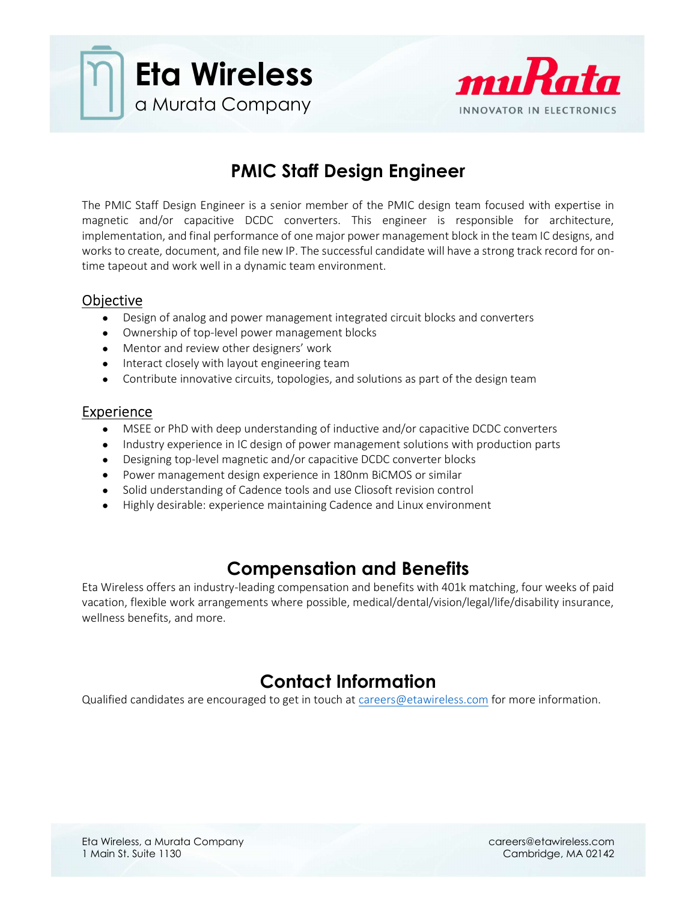Eta Wireless
a Murata Company

muRata
INNOVATOR IN ELECTRONICS

# PMIC Staff Design Engineer

The PMIC Staff Design Engineer is a senior member of the PMIC design team focused with expertise in magnetic and/or capacitive DCDC converters. This engineer is responsible for architecture, implementation, and final performance of one major power management block in the team IC designs, and works to create, document, and file new IP. The successful candidate will have a strong track record for on-time tapeout and work well in a dynamic team environment.

## Objective

- Design of analog and power management integrated circuit blocks and converters
- Ownership of top-level power management blocks
- Mentor and review other designers' work
- Interact closely with layout engineering team
- Contribute innovative circuits, topologies, and solutions as part of the design team

## Experience

- MSEE or PhD with deep understanding of inductive and/or capacitive DCDC converters
- Industry experience in IC design of power management solutions with production parts
- Designing top-level magnetic and/or capacitive DCDC converter blocks
- Power management design experience in 180nm BiCMOS or similar
- Solid understanding of Cadence tools and use Cliosoft revision control
- Highly desirable: experience maintaining Cadence and Linux environment

# Compensation and Benefits

Eta Wireless offers an industry-leading compensation and benefits with 401k matching, four weeks of paid vacation, flexible work arrangements where possible, medical/dental/vision/legal/life/disability insurance, wellness benefits, and more.

# Contact Information

Qualified candidates are encouraged to get in touch at careers@etawireless.com for more information.

Eta Wireless, a Murata Company
1 Main St. Suite 1130

careers@etawireless.com
Cambridge, MA 02142